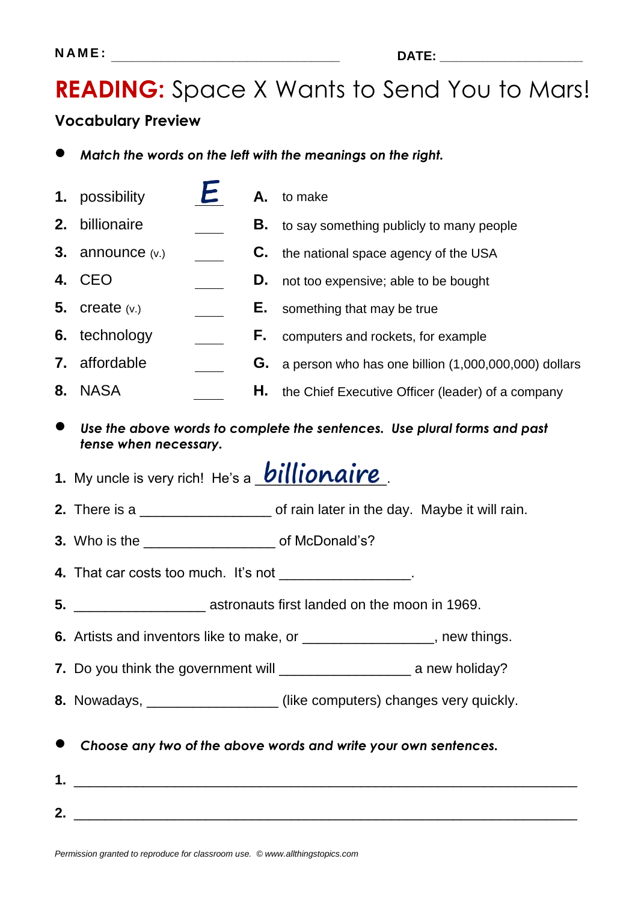NAME: ______________________________ DATE: ___________________

# READING: Space X Wants to Send You to Mars!

## Vocabulary Preview

- ***Match the words on the left with the meanings on the right.***

| | | | | |
|---|---|---|---|---|
| **1.** possibility | E | **A.** | to make |
| **2.** billionaire | ____ | **B.** | to say something publicly to many people |
| **3.** announce (v.) | ____ | **C.** | the national space agency of the USA |
| **4.** CEO | ____ | **D.** | not too expensive; able to be bought |
| **5.** create (v.) | ____ | **E.** | something that may be true |
| **6.** technology | ____ | **F.** | computers and rockets, for example |
| **7.** affordable | ____ | **G.** | a person who has one billion (1,000,000,000) dollars |
| **8.** NASA | ____ | **H.** | the Chief Executive Officer (leader) of a company |

- ***Use the above words to complete the sentences. Use plural forms and past tense when necessary.***

**1.** My uncle is very rich! He's a billionaire.

**2.** There is a ________________ of rain later in the day. Maybe it will rain.

**3.** Who is the ________________ of McDonald's?

**4.** That car costs too much. It's not ________________.

**5.** ________________ astronauts first landed on the moon in 1969.

**6.** Artists and inventors like to make, or ________________, new things.

**7.** Do you think the government will ________________ a new holiday?

**8.** Nowadays, ________________ (like computers) changes very quickly.

- ***Choose any two of the above words and write your own sentences.***

**1.** ____________________________________________________________

**2.** ____________________________________________________________

*Permission granted to reproduce for classroom use. © www.allthingstopics.com*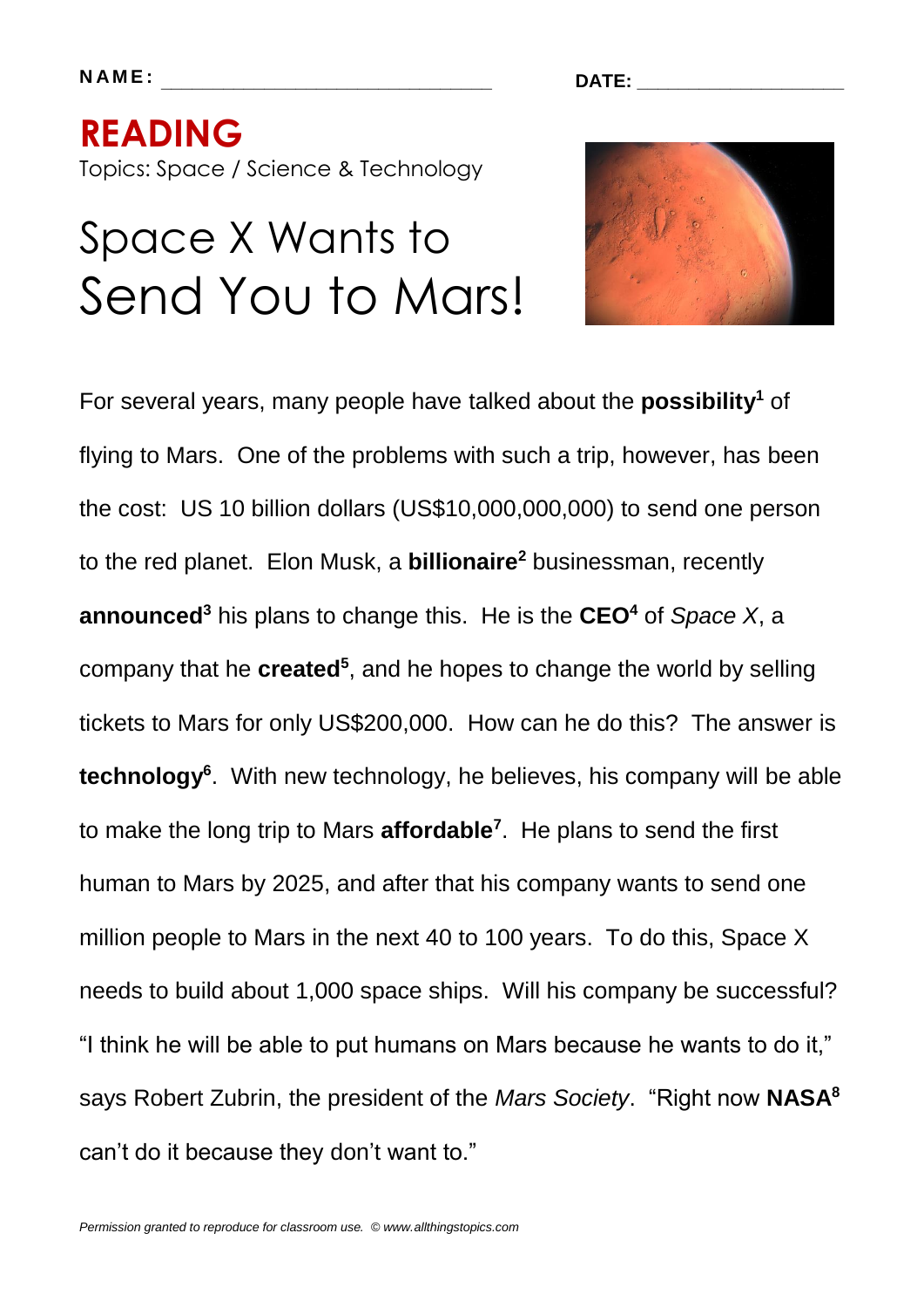NAME: ______________________________ DATE: ___________________

# READING

Topics: Space / Science & Technology

## Space X Wants to Send You to Mars!

For several years, many people have talked about the **possibility**[1] of flying to Mars. One of the problems with such a trip, however, has been the cost: US 10 billion dollars (US$10,000,000,000) to send one person to the red planet. Elon Musk, a **billionaire**[2] businessman, recently **announced**[3] his plans to change this. He is the **CEO**[4] of *Space X*, a company that he **created**[5], and he hopes to change the world by selling tickets to Mars for only US$200,000. How can he do this? The answer is **technology**[6]. With new technology, he believes, his company will be able to make the long trip to Mars **affordable**[7]. He plans to send the first human to Mars by 2025, and after that his company wants to send one million people to Mars in the next 40 to 100 years. To do this, Space X needs to build about 1,000 space ships. Will his company be successful? "I think he will be able to put humans on Mars because he wants to do it," says Robert Zubrin, the president of the *Mars Society*. "Right now **NASA**[8] can't do it because they don't want to."

*Permission granted to reproduce for classroom use. © www.allthingstopics.com*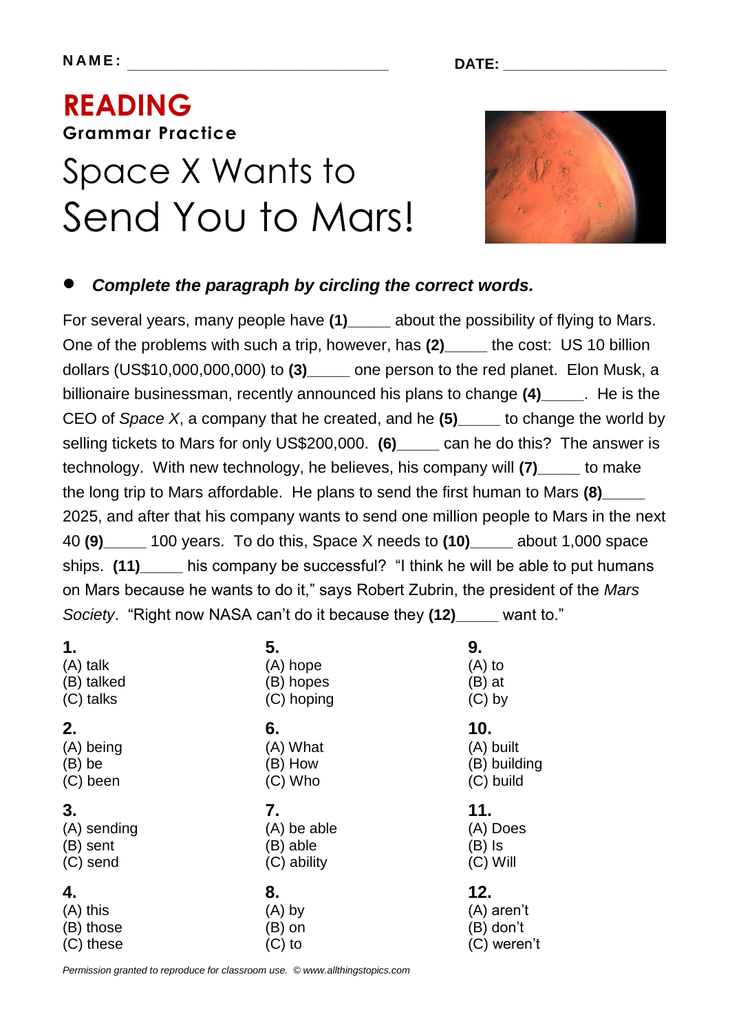NAME: ______________________________ DATE: ____________________

# READING

**Grammar Practice**

# Space X Wants to Send You to Mars!

- ***Complete the paragraph by circling the correct words.***

For several years, many people have **(1)**_____ about the possibility of flying to Mars. One of the problems with such a trip, however, has **(2)**_____ the cost: US 10 billion dollars (US$10,000,000,000) to **(3)**_____ one person to the red planet. Elon Musk, a billionaire businessman, recently announced his plans to change **(4)**_____. He is the CEO of *Space X*, a company that he created, and he **(5)**_____ to change the world by selling tickets to Mars for only US$200,000. **(6)**_____ can he do this? The answer is technology. With new technology, he believes, his company will **(7)**_____ to make the long trip to Mars affordable. He plans to send the first human to Mars **(8)**_____ 2025, and after that his company wants to send one million people to Mars in the next 40 **(9)**_____ 100 years. To do this, Space X needs to **(10)**_____ about 1,000 space ships. **(11)**_____ his company be successful? "I think he will be able to put humans on Mars because he wants to do it," says Robert Zubrin, the president of the *Mars Society*. "Right now NASA can't do it because they **(12)**_____ want to."

**1.**
(A) talk
(B) talked
(C) talks

**2.**
(A) being
(B) be
(C) been

**3.**
(A) sending
(B) sent
(C) send

**4.**
(A) this
(B) those
(C) these

**5.**
(A) hope
(B) hopes
(C) hoping

**6.**
(A) What
(B) How
(C) Who

**7.**
(A) be able
(B) able
(C) ability

**8.**
(A) by
(B) on
(C) to

**9.**
(A) to
(B) at
(C) by

**10.**
(A) built
(B) building
(C) build

**11.**
(A) Does
(B) Is
(C) Will

**12.**
(A) aren't
(B) don't
(C) weren't

*Permission granted to reproduce for classroom use. © www.allthingstopics.com*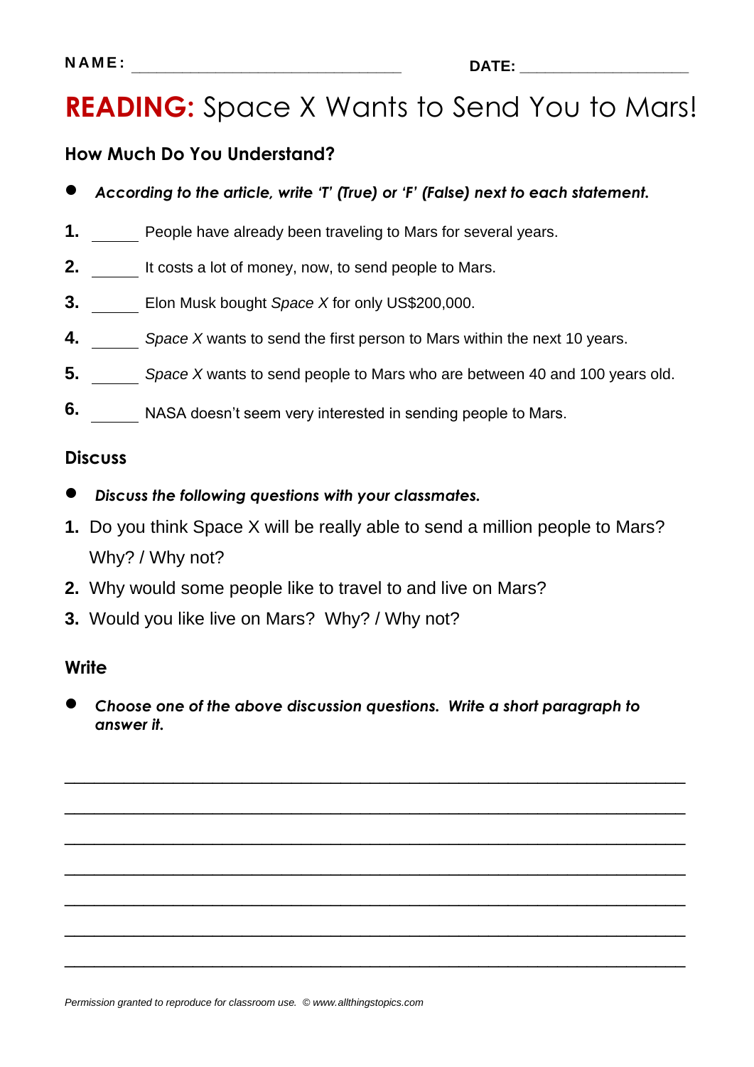NAME: ______________________________ DATE: ___________________

# READING: Space X Wants to Send You to Mars!

## How Much Do You Understand?

- ***According to the article, write 'T' (True) or 'F' (False) next to each statement.***

1. _____ People have already been traveling to Mars for several years.
2. _____ It costs a lot of money, now, to send people to Mars.
3. _____ Elon Musk bought *Space X* for only US$200,000.
4. _____ *Space X* wants to send the first person to Mars within the next 10 years.
5. _____ *Space X* wants to send people to Mars who are between 40 and 100 years old.
6. _____ NASA doesn't seem very interested in sending people to Mars.

## Discuss

- ***Discuss the following questions with your classmates.***

1. Do you think Space X will be really able to send a million people to Mars? Why? / Why not?
2. Why would some people like to travel to and live on Mars?
3. Would you like live on Mars? Why? / Why not?

## Write

- ***Choose one of the above discussion questions. Write a short paragraph to answer it.***

_______________________________________________________________________

_______________________________________________________________________

_______________________________________________________________________

_______________________________________________________________________

_______________________________________________________________________

_______________________________________________________________________

_______________________________________________________________________

*Permission granted to reproduce for classroom use. © www.allthingstopics.com*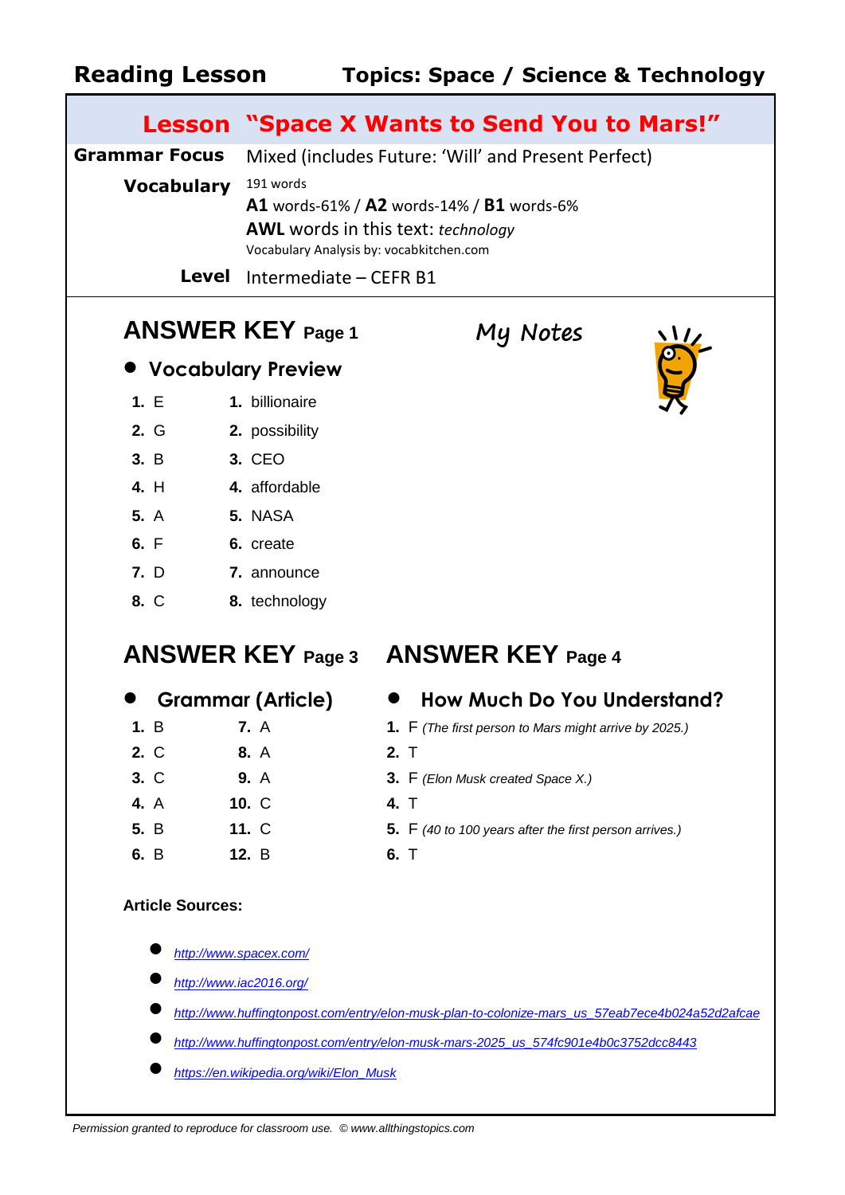**Reading Lesson** **Topics: Space / Science & Technology**

## Lesson "Space X Wants to Send You to Mars!"

**Grammar Focus** Mixed (includes Future: 'Will' and Present Perfect)

**Vocabulary** 191 words
**A1** words-61% / **A2** words-14% / **B1** words-6%
**AWL** words in this text: *technology*
Vocabulary Analysis by: vocabkitchen.com

**Level** Intermediate – CEFR B1

## ANSWER KEY Page 1

My Notes

- **Vocabulary Preview**

| | |
|---|---|
| **1.** E | **1.** billionaire |
| **2.** G | **2.** possibility |
| **3.** B | **3.** CEO |
| **4.** H | **4.** affordable |
| **5.** A | **5.** NASA |
| **6.** F | **6.** create |
| **7.** D | **7.** announce |
| **8.** C | **8.** technology |

## ANSWER KEY Page 3

- **Grammar (Article)**

| | |
|---|---|
| **1.** B | **7.** A |
| **2.** C | **8.** A |
| **3.** C | **9.** A |
| **4.** A | **10.** C |
| **5.** B | **11.** C |
| **6.** B | **12.** B |

## ANSWER KEY Page 4

- **How Much Do You Understand?**

**1.** F *(The first person to Mars might arrive by 2025.)*
**2.** T
**3.** F *(Elon Musk created Space X.)*
**4.** T
**5.** F *(40 to 100 years after the first person arrives.)*
**6.** T

**Article Sources:**

- http://www.spacex.com/
- http://www.iac2016.org/
- http://www.huffingtonpost.com/entry/elon-musk-plan-to-colonize-mars_us_57eab7ece4b024a52d2afcae
- http://www.huffingtonpost.com/entry/elon-musk-mars-2025_us_574fc901e4b0c3752dcc8443
- https://en.wikipedia.org/wiki/Elon_Musk

*Permission granted to reproduce for classroom use. © www.allthingstopics.com*